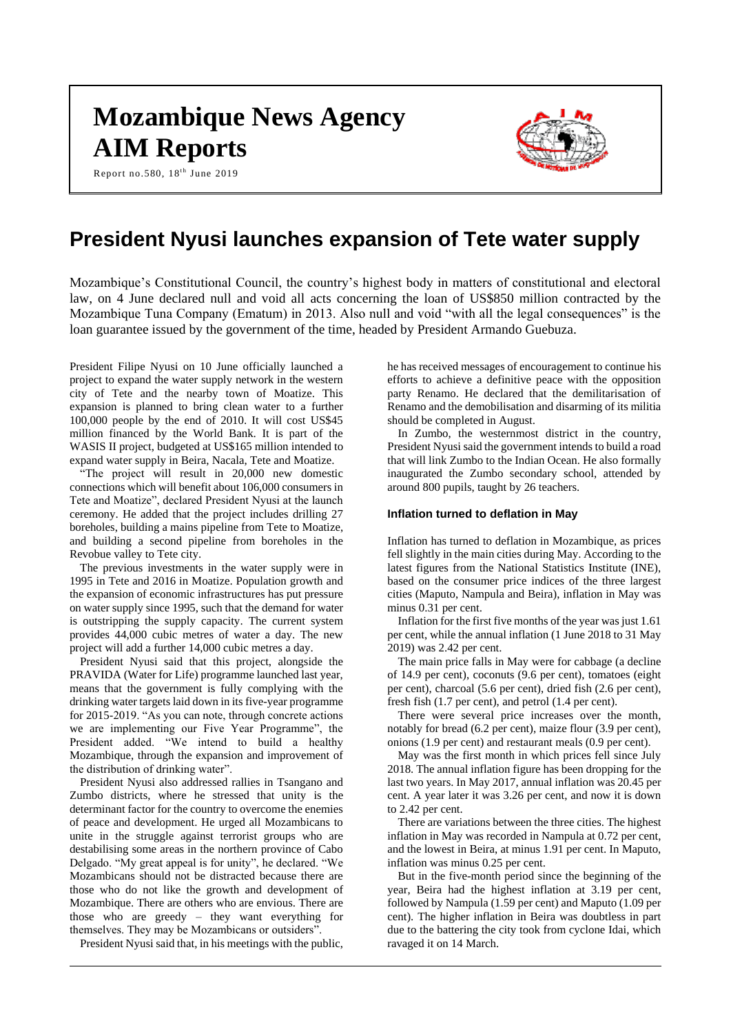# Mozambique News Agency

# AIM Reports

Report no.580, 18th June 2019

## President Nyusi launches expansion of Tete water supply

Mozambique's Constitutional Council, the country's highest body in matters of constitutional and electoral law, on 4 June declared null and void all acts concerning the loan of US$850 million contracted by the Mozambique Tuna Company (Ematum) in 2013. Also null and void "with all the legal consequences" is the loan guarantee issued by the government of the time, headed by President Armando Guebuza.

President Filipe Nyusi on 10 June officially launched a project to expand the water supply network in the western city of Tete and the nearby town of Moatize. This expansion is planned to bring clean water to a further 100,000 people by the end of 2010. It will cost US$45 million financed by the World Bank. It is part of the WASIS II project, budgeted at US$165 million intended to expand water supply in Beira, Nacala, Tete and Moatize.

"The project will result in 20,000 new domestic connections which will benefit about 106,000 consumers in Tete and Moatize", declared President Nyusi at the launch ceremony. He added that the project includes drilling 27 boreholes, building a mains pipeline from Tete to Moatize, and building a second pipeline from boreholes in the Revobue valley to Tete city.

The previous investments in the water supply were in 1995 in Tete and 2016 in Moatize. Population growth and the expansion of economic infrastructures has put pressure on water supply since 1995, such that the demand for water is outstripping the supply capacity. The current system provides 44,000 cubic metres of water a day. The new project will add a further 14,000 cubic metres a day.

President Nyusi said that this project, alongside the PRAVIDA (Water for Life) programme launched last year, means that the government is fully complying with the drinking water targets laid down in its five-year programme for 2015-2019. "As you can note, through concrete actions we are implementing our Five Year Programme", the President added. "We intend to build a healthy Mozambique, through the expansion and improvement of the distribution of drinking water".

President Nyusi also addressed rallies in Tsangano and Zumbo districts, where he stressed that unity is the determinant factor for the country to overcome the enemies of peace and development. He urged all Mozambicans to unite in the struggle against terrorist groups who are destabilising some areas in the northern province of Cabo Delgado. "My great appeal is for unity", he declared. "We Mozambicans should not be distracted because there are those who do not like the growth and development of Mozambique. There are others who are envious. There are those who are greedy – they want everything for themselves. They may be Mozambicans or outsiders".

President Nyusi said that, in his meetings with the public, he has received messages of encouragement to continue his efforts to achieve a definitive peace with the opposition party Renamo. He declared that the demilitarisation of Renamo and the demobilisation and disarming of its militia should be completed in August.

In Zumbo, the westernmost district in the country, President Nyusi said the government intends to build a road that will link Zumbo to the Indian Ocean. He also formally inaugurated the Zumbo secondary school, attended by around 800 pupils, taught by 26 teachers.

### Inflation turned to deflation in May

Inflation has turned to deflation in Mozambique, as prices fell slightly in the main cities during May. According to the latest figures from the National Statistics Institute (INE), based on the consumer price indices of the three largest cities (Maputo, Nampula and Beira), inflation in May was minus 0.31 per cent.

Inflation for the first five months of the year was just 1.61 per cent, while the annual inflation (1 June 2018 to 31 May 2019) was 2.42 per cent.

The main price falls in May were for cabbage (a decline of 14.9 per cent), coconuts (9.6 per cent), tomatoes (eight per cent), charcoal (5.6 per cent), dried fish (2.6 per cent), fresh fish (1.7 per cent), and petrol (1.4 per cent).

There were several price increases over the month, notably for bread (6.2 per cent), maize flour (3.9 per cent), onions (1.9 per cent) and restaurant meals (0.9 per cent).

May was the first month in which prices fell since July 2018. The annual inflation figure has been dropping for the last two years. In May 2017, annual inflation was 20.45 per cent. A year later it was 3.26 per cent, and now it is down to 2.42 per cent.

There are variations between the three cities. The highest inflation in May was recorded in Nampula at 0.72 per cent, and the lowest in Beira, at minus 1.91 per cent. In Maputo, inflation was minus 0.25 per cent.

But in the five-month period since the beginning of the year, Beira had the highest inflation at 3.19 per cent, followed by Nampula (1.59 per cent) and Maputo (1.09 per cent). The higher inflation in Beira was doubtless in part due to the battering the city took from cyclone Idai, which ravaged it on 14 March.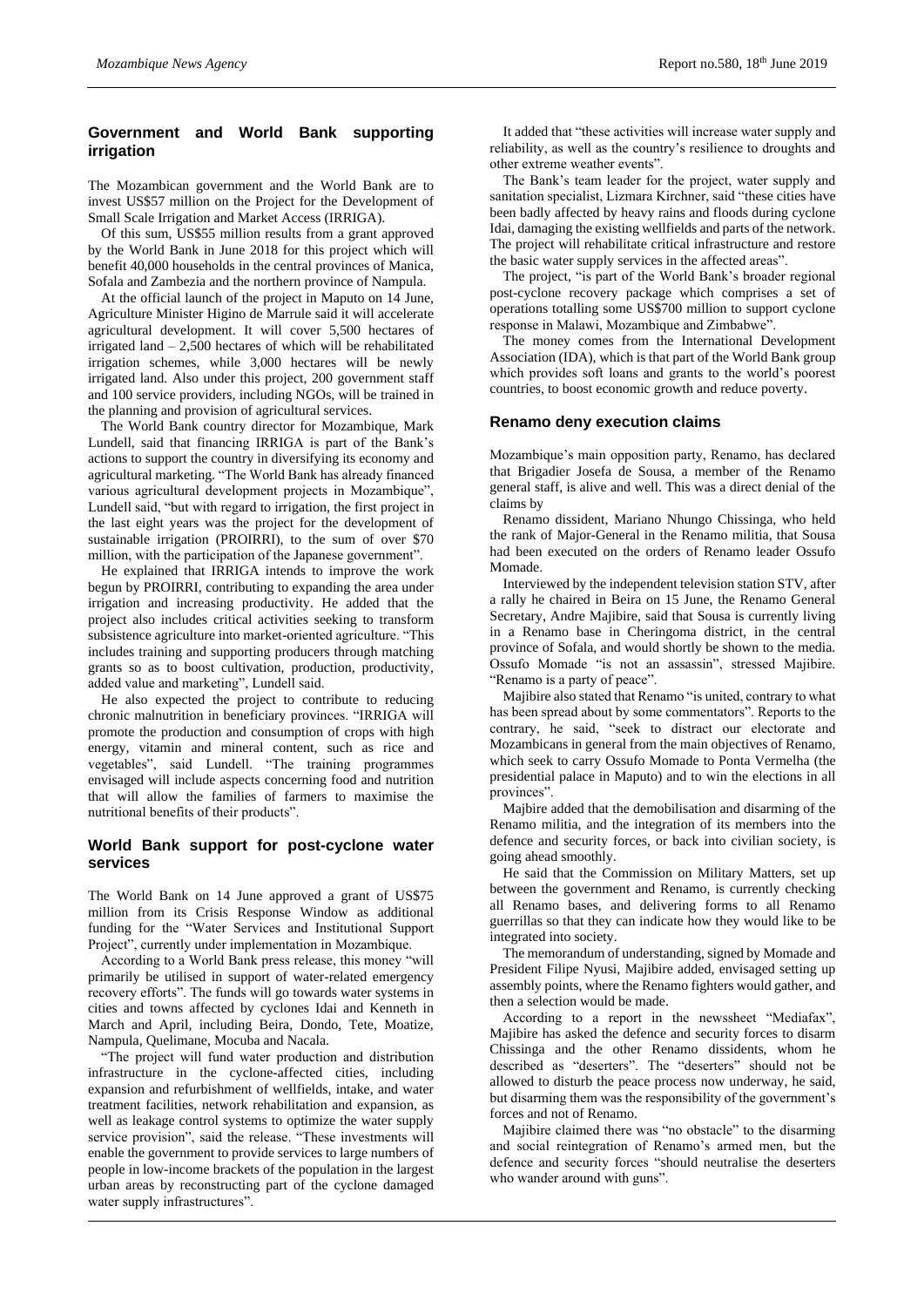## Government and World Bank supporting irrigation

The Mozambican government and the World Bank are to invest US$57 million on the Project for the Development of Small Scale Irrigation and Market Access (IRRIGA).

Of this sum, US$55 million results from a grant approved by the World Bank in June 2018 for this project which will benefit 40,000 households in the central provinces of Manica, Sofala and Zambezia and the northern province of Nampula.

At the official launch of the project in Maputo on 14 June, Agriculture Minister Higino de Marrule said it will accelerate agricultural development. It will cover 5,500 hectares of irrigated land – 2,500 hectares of which will be rehabilitated irrigation schemes, while 3,000 hectares will be newly irrigated land. Also under this project, 200 government staff and 100 service providers, including NGOs, will be trained in the planning and provision of agricultural services.

The World Bank country director for Mozambique, Mark Lundell, said that financing IRRIGA is part of the Bank's actions to support the country in diversifying its economy and agricultural marketing. "The World Bank has already financed various agricultural development projects in Mozambique", Lundell said, "but with regard to irrigation, the first project in the last eight years was the project for the development of sustainable irrigation (PROIRRI), to the sum of over $70 million, with the participation of the Japanese government".

He explained that IRRIGA intends to improve the work begun by PROIRRI, contributing to expanding the area under irrigation and increasing productivity. He added that the project also includes critical activities seeking to transform subsistence agriculture into market-oriented agriculture. "This includes training and supporting producers through matching grants so as to boost cultivation, production, productivity, added value and marketing", Lundell said.

He also expected the project to contribute to reducing chronic malnutrition in beneficiary provinces. "IRRIGA will promote the production and consumption of crops with high energy, vitamin and mineral content, such as rice and vegetables", said Lundell. "The training programmes envisaged will include aspects concerning food and nutrition that will allow the families of farmers to maximise the nutritional benefits of their products".

## World Bank support for post-cyclone water services

The World Bank on 14 June approved a grant of US$75 million from its Crisis Response Window as additional funding for the "Water Services and Institutional Support Project", currently under implementation in Mozambique.

According to a World Bank press release, this money "will primarily be utilised in support of water-related emergency recovery efforts". The funds will go towards water systems in cities and towns affected by cyclones Idai and Kenneth in March and April, including Beira, Dondo, Tete, Moatize, Nampula, Quelimane, Mocuba and Nacala.

"The project will fund water production and distribution infrastructure in the cyclone-affected cities, including expansion and refurbishment of wellfields, intake, and water treatment facilities, network rehabilitation and expansion, as well as leakage control systems to optimize the water supply service provision", said the release. "These investments will enable the government to provide services to large numbers of people in low-income brackets of the population in the largest urban areas by reconstructing part of the cyclone damaged water supply infrastructures".

It added that "these activities will increase water supply and reliability, as well as the country's resilience to droughts and other extreme weather events".

The Bank's team leader for the project, water supply and sanitation specialist, Lizmara Kirchner, said "these cities have been badly affected by heavy rains and floods during cyclone Idai, damaging the existing wellfields and parts of the network. The project will rehabilitate critical infrastructure and restore the basic water supply services in the affected areas".

The project, "is part of the World Bank's broader regional post-cyclone recovery package which comprises a set of operations totalling some US$700 million to support cyclone response in Malawi, Mozambique and Zimbabwe".

The money comes from the International Development Association (IDA), which is that part of the World Bank group which provides soft loans and grants to the world's poorest countries, to boost economic growth and reduce poverty.

## Renamo deny execution claims

Mozambique's main opposition party, Renamo, has declared that Brigadier Josefa de Sousa, a member of the Renamo general staff, is alive and well. This was a direct denial of the claims by

Renamo dissident, Mariano Nhungo Chissinga, who held the rank of Major-General in the Renamo militia, that Sousa had been executed on the orders of Renamo leader Ossufo Momade.

Interviewed by the independent television station STV, after a rally he chaired in Beira on 15 June, the Renamo General Secretary, Andre Majibire, said that Sousa is currently living in a Renamo base in Cheringoma district, in the central province of Sofala, and would shortly be shown to the media. Ossufo Momade "is not an assassin", stressed Majibire. "Renamo is a party of peace".

Majibire also stated that Renamo "is united, contrary to what has been spread about by some commentators". Reports to the contrary, he said, "seek to distract our electorate and Mozambicans in general from the main objectives of Renamo, which seek to carry Ossufo Momade to Ponta Vermelha (the presidential palace in Maputo) and to win the elections in all provinces".

Majbire added that the demobilisation and disarming of the Renamo militia, and the integration of its members into the defence and security forces, or back into civilian society, is going ahead smoothly.

He said that the Commission on Military Matters, set up between the government and Renamo, is currently checking all Renamo bases, and delivering forms to all Renamo guerrillas so that they can indicate how they would like to be integrated into society.

The memorandum of understanding, signed by Momade and President Filipe Nyusi, Majibire added, envisaged setting up assembly points, where the Renamo fighters would gather, and then a selection would be made.

According to a report in the newssheet "Mediafax", Majibire has asked the defence and security forces to disarm Chissinga and the other Renamo dissidents, whom he described as "deserters". The "deserters" should not be allowed to disturb the peace process now underway, he said, but disarming them was the responsibility of the government's forces and not of Renamo.

Majibire claimed there was "no obstacle" to the disarming and social reintegration of Renamo's armed men, but the defence and security forces "should neutralise the deserters who wander around with guns".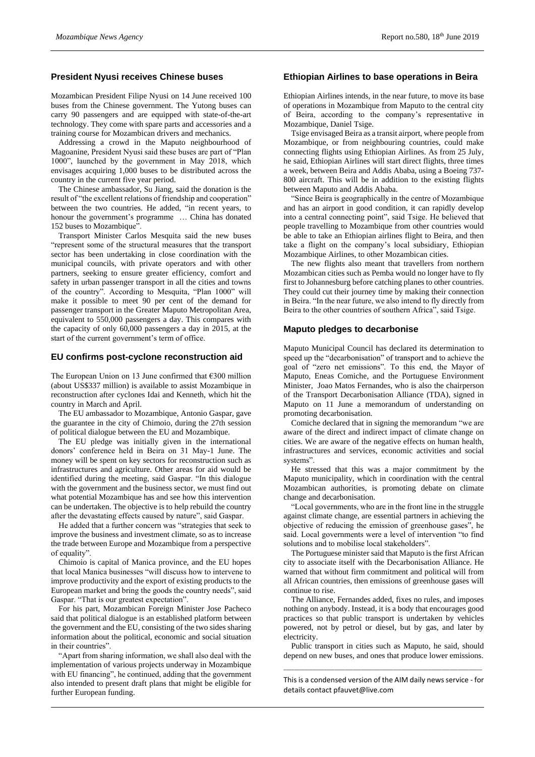## President Nyusi receives Chinese buses

Mozambican President Filipe Nyusi on 14 June received 100 buses from the Chinese government. The Yutong buses can carry 90 passengers and are equipped with state-of-the-art technology. They come with spare parts and accessories and a training course for Mozambican drivers and mechanics.

Addressing a crowd in the Maputo neighbourhood of Magoanine, President Nyusi said these buses are part of "Plan 1000", launched by the government in May 2018, which envisages acquiring 1,000 buses to be distributed across the country in the current five year period.

The Chinese ambassador, Su Jiang, said the donation is the result of "the excellent relations of friendship and cooperation" between the two countries. He added, "in recent years, to honour the government's programme … China has donated 152 buses to Mozambique".

Transport Minister Carlos Mesquita said the new buses "represent some of the structural measures that the transport sector has been undertaking in close coordination with the municipal councils, with private operators and with other partners, seeking to ensure greater efficiency, comfort and safety in urban passenger transport in all the cities and towns of the country". According to Mesquita, "Plan 1000" will make it possible to meet 90 per cent of the demand for passenger transport in the Greater Maputo Metropolitan Area, equivalent to 550,000 passengers a day. This compares with the capacity of only 60,000 passengers a day in 2015, at the start of the current government's term of office.

## EU confirms post-cyclone reconstruction aid

The European Union on 13 June confirmed that €300 million (about US$337 million) is available to assist Mozambique in reconstruction after cyclones Idai and Kenneth, which hit the country in March and April.

The EU ambassador to Mozambique, Antonio Gaspar, gave the guarantee in the city of Chimoio, during the 27th session of political dialogue between the EU and Mozambique.

The EU pledge was initially given in the international donors' conference held in Beira on 31 May-1 June. The money will be spent on key sectors for reconstruction such as infrastructures and agriculture. Other areas for aid would be identified during the meeting, said Gaspar. "In this dialogue with the government and the business sector, we must find out what potential Mozambique has and see how this intervention can be undertaken. The objective is to help rebuild the country after the devastating effects caused by nature", said Gaspar.

He added that a further concern was "strategies that seek to improve the business and investment climate, so as to increase the trade between Europe and Mozambique from a perspective of equality".

Chimoio is capital of Manica province, and the EU hopes that local Manica businesses "will discuss how to intervene to improve productivity and the export of existing products to the European market and bring the goods the country needs", said Gaspar. "That is our greatest expectation".

For his part, Mozambican Foreign Minister Jose Pacheco said that political dialogue is an established platform between the government and the EU, consisting of the two sides sharing information about the political, economic and social situation in their countries".

"Apart from sharing information, we shall also deal with the implementation of various projects underway in Mozambique with EU financing", he continued, adding that the government also intended to present draft plans that might be eligible for further European funding.

## Ethiopian Airlines to base operations in Beira

Ethiopian Airlines intends, in the near future, to move its base of operations in Mozambique from Maputo to the central city of Beira, according to the company's representative in Mozambique, Daniel Tsige.

Tsige envisaged Beira as a transit airport, where people from Mozambique, or from neighbouring countries, could make connecting flights using Ethiopian Airlines. As from 25 July, he said, Ethiopian Airlines will start direct flights, three times a week, between Beira and Addis Ababa, using a Boeing 737-800 aircraft. This will be in addition to the existing flights between Maputo and Addis Ababa.

"Since Beira is geographically in the centre of Mozambique and has an airport in good condition, it can rapidly develop into a central connecting point", said Tsige. He believed that people travelling to Mozambique from other countries would be able to take an Ethiopian airlines flight to Beira, and then take a flight on the company's local subsidiary, Ethiopian Mozambique Airlines, to other Mozambican cities.

The new flights also meant that travellers from northern Mozambican cities such as Pemba would no longer have to fly first to Johannesburg before catching planes to other countries. They could cut their journey time by making their connection in Beira. "In the near future, we also intend to fly directly from Beira to the other countries of southern Africa", said Tsige.

## Maputo pledges to decarbonise

Maputo Municipal Council has declared its determination to speed up the "decarbonisation" of transport and to achieve the goal of "zero net emissions". To this end, the Mayor of Maputo, Eneas Comiche, and the Portuguese Environment Minister, Joao Matos Fernandes, who is also the chairperson of the Transport Decarbonisation Alliance (TDA), signed in Maputo on 11 June a memorandum of understanding on promoting decarbonisation.

Comiche declared that in signing the memorandum "we are aware of the direct and indirect impact of climate change on cities. We are aware of the negative effects on human health, infrastructures and services, economic activities and social systems".

He stressed that this was a major commitment by the Maputo municipality, which in coordination with the central Mozambican authorities, is promoting debate on climate change and decarbonisation.

"Local governments, who are in the front line in the struggle against climate change, are essential partners in achieving the objective of reducing the emission of greenhouse gases", he said. Local governments were a level of intervention "to find solutions and to mobilise local stakeholders".

The Portuguese minister said that Maputo is the first African city to associate itself with the Decarbonisation Alliance. He warned that without firm commitment and political will from all African countries, then emissions of greenhouse gases will continue to rise.

The Alliance, Fernandes added, fixes no rules, and imposes nothing on anybody. Instead, it is a body that encourages good practices so that public transport is undertaken by vehicles powered, not by petrol or diesel, but by gas, and later by electricity.

Public transport in cities such as Maputo, he said, should depend on new buses, and ones that produce lower emissions.

---

This is a condensed version of the AIM daily news service - for details contact pfauvet@live.com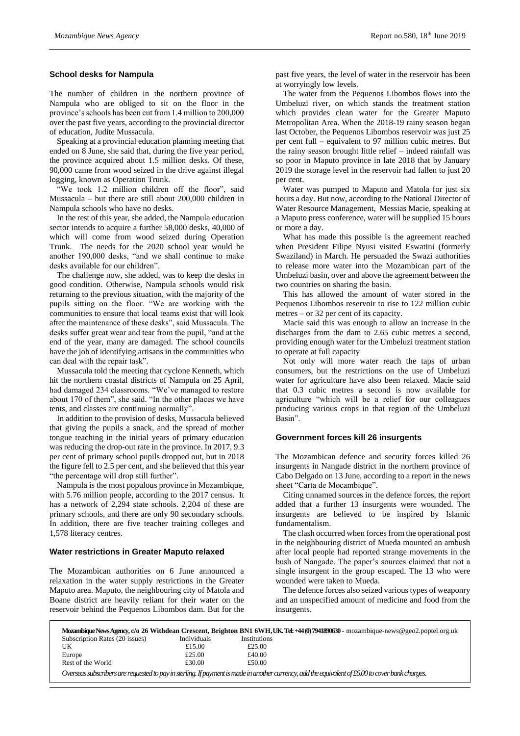## School desks for Nampula

The number of children in the northern province of Nampula who are obliged to sit on the floor in the province's schools has been cut from 1.4 million to 200,000 over the past five years, according to the provincial director of education, Judite Mussacula.

Speaking at a provincial education planning meeting that ended on 8 June, she said that, during the five year period, the province acquired about 1.5 million desks. Of these, 90,000 came from wood seized in the drive against illegal logging, known as Operation Trunk.

"We took 1.2 million children off the floor", said Mussacula – but there are still about 200,000 children in Nampula schools who have no desks.

In the rest of this year, she added, the Nampula education sector intends to acquire a further 58,000 desks, 40,000 of which will come from wood seized during Operation Trunk. The needs for the 2020 school year would be another 190,000 desks, "and we shall continue to make desks available for our children".

The challenge now, she added, was to keep the desks in good condition. Otherwise, Nampula schools would risk returning to the previous situation, with the majority of the pupils sitting on the floor. "We are working with the communities to ensure that local teams exist that will look after the maintenance of these desks", said Mussacula. The desks suffer great wear and tear from the pupil, "and at the end of the year, many are damaged. The school councils have the job of identifying artisans in the communities who can deal with the repair task".

Mussacula told the meeting that cyclone Kenneth, which hit the northern coastal districts of Nampula on 25 April, had damaged 234 classrooms. "We've managed to restore about 170 of them", she said. "In the other places we have tents, and classes are continuing normally".

In addition to the provision of desks, Mussacula believed that giving the pupils a snack, and the spread of mother tongue teaching in the initial years of primary education was reducing the drop-out rate in the province. In 2017, 9.3 per cent of primary school pupils dropped out, but in 2018 the figure fell to 2.5 per cent, and she believed that this year "the percentage will drop still further".

Nampula is the most populous province in Mozambique, with 5.76 million people, according to the 2017 census. It has a network of 2,294 state schools. 2,204 of these are primary schools, and there are only 90 secondary schools. In addition, there are five teacher training colleges and 1,578 literacy centres.

## Water restrictions in Greater Maputo relaxed

The Mozambican authorities on 6 June announced a relaxation in the water supply restrictions in the Greater Maputo area. Maputo, the neighbouring city of Matola and Boane district are heavily reliant for their water on the reservoir behind the Pequenos Libombos dam. But for the past five years, the level of water in the reservoir has been at worryingly low levels.

The water from the Pequenos Libombos flows into the Umbeluzi river, on which stands the treatment station which provides clean water for the Greater Maputo Metropolitan Area. When the 2018-19 rainy season began last October, the Pequenos Libombos reservoir was just 25 per cent full – equivalent to 97 million cubic metres. But the rainy season brought little relief – indeed rainfall was so poor in Maputo province in late 2018 that by January 2019 the storage level in the reservoir had fallen to just 20 per cent.

Water was pumped to Maputo and Matola for just six hours a day. But now, according to the National Director of Water Resource Management, Messias Macie, speaking at a Maputo press conference, water will be supplied 15 hours or more a day.

What has made this possible is the agreement reached when President Filipe Nyusi visited Eswatini (formerly Swaziland) in March. He persuaded the Swazi authorities to release more water into the Mozambican part of the Umbeluzi basin, over and above the agreement between the two countries on sharing the basin.

This has allowed the amount of water stored in the Pequenos Libombos reservoir to rise to 122 million cubic metres – or 32 per cent of its capacity.

Macie said this was enough to allow an increase in the discharges from the dam to 2.65 cubic metres a second, providing enough water for the Umbeluzi treatment station to operate at full capacity

Not only will more water reach the taps of urban consumers, but the restrictions on the use of Umbeluzi water for agriculture have also been relaxed. Macie said that 0.3 cubic metres a second is now available for agriculture "which will be a relief for our colleagues producing various crops in that region of the Umbeluzi Basin".

## Government forces kill 26 insurgents

The Mozambican defence and security forces killed 26 insurgents in Nangade district in the northern province of Cabo Delgado on 13 June, according to a report in the news sheet "Carta de Mocambique".

Citing unnamed sources in the defence forces, the report added that a further 13 insurgents were wounded. The insurgents are believed to be inspired by Islamic fundamentalism.

The clash occurred when forces from the operational post in the neighbouring district of Mueda mounted an ambush after local people had reported strange movements in the bush of Nangade. The paper's sources claimed that not a single insurgent in the group escaped. The 13 who were wounded were taken to Mueda.

The defence forces also seized various types of weaponry and an unspecified amount of medicine and food from the insurgents.

---

**Mozambique News Agency, c/o 26 Withdean Crescent, Brighton BN1 6WH, UK. Tel: +44 (0) 7941890630 -** mozambique-news@geo2.poptel.org.uk

| Subscription Rates (20 issues) | Individuals | Institutions |
|---|---|---|
| UK | £15.00 | £25.00 |
| Europe | £25.00 | £40.00 |
| Rest of the World | £30.00 | £50.00 |

*Overseas subscribers are requested to pay in sterling. If payment is made in another currency, add the equivalent of £6.00 to cover bank charges.*